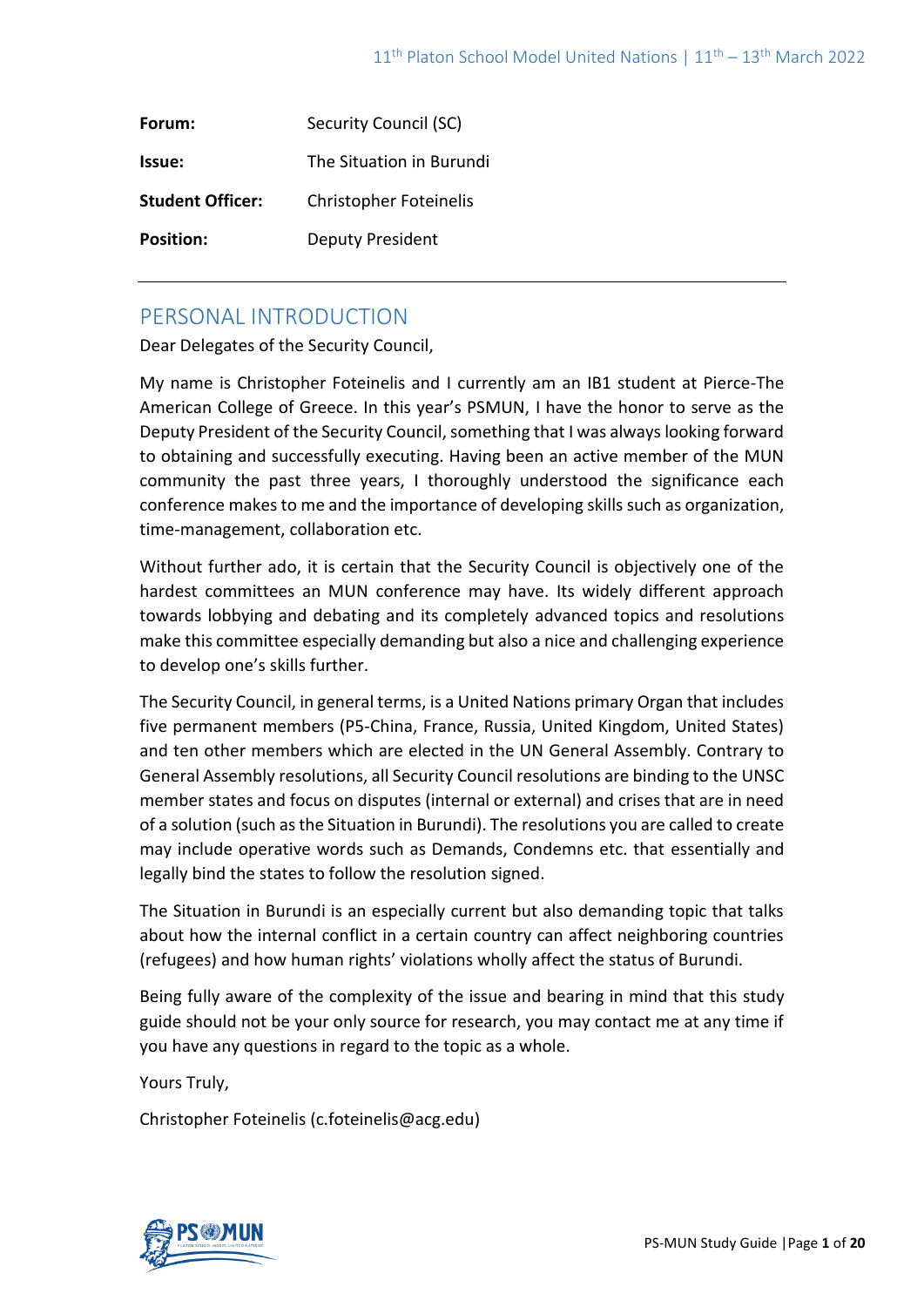| | |
|---|---|
| **Forum:** | Security Council (SC) |
| **Issue:** | The Situation in Burundi |
| **Student Officer:** | Christopher Foteinelis |
| **Position:** | Deputy President |

---

## PERSONAL INTRODUCTION

Dear Delegates of the Security Council,

My name is Christopher Foteinelis and I currently am an IB1 student at Pierce-The American College of Greece. In this year's PSMUN, I have the honor to serve as the Deputy President of the Security Council, something that I was always looking forward to obtaining and successfully executing. Having been an active member of the MUN community the past three years, I thoroughly understood the significance each conference makes to me and the importance of developing skills such as organization, time-management, collaboration etc.

Without further ado, it is certain that the Security Council is objectively one of the hardest committees an MUN conference may have. Its widely different approach towards lobbying and debating and its completely advanced topics and resolutions make this committee especially demanding but also a nice and challenging experience to develop one's skills further.

The Security Council, in general terms, is a United Nations primary Organ that includes five permanent members (P5-China, France, Russia, United Kingdom, United States) and ten other members which are elected in the UN General Assembly. Contrary to General Assembly resolutions, all Security Council resolutions are binding to the UNSC member states and focus on disputes (internal or external) and crises that are in need of a solution (such as the Situation in Burundi). The resolutions you are called to create may include operative words such as Demands, Condemns etc. that essentially and legally bind the states to follow the resolution signed.

The Situation in Burundi is an especially current but also demanding topic that talks about how the internal conflict in a certain country can affect neighboring countries (refugees) and how human rights' violations wholly affect the status of Burundi.

Being fully aware of the complexity of the issue and bearing in mind that this study guide should not be your only source for research, you may contact me at any time if you have any questions in regard to the topic as a whole.

Yours Truly,

Christopher Foteinelis (c.foteinelis@acg.edu)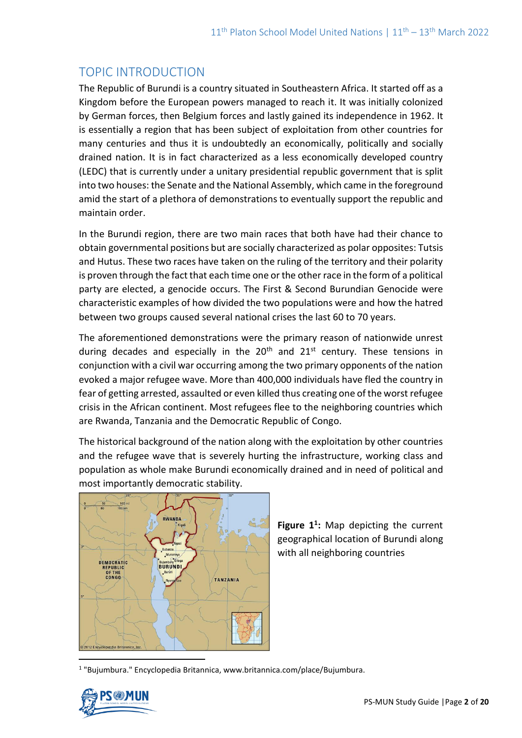## TOPIC INTRODUCTION

The Republic of Burundi is a country situated in Southeastern Africa. It started off as a Kingdom before the European powers managed to reach it. It was initially colonized by German forces, then Belgium forces and lastly gained its independence in 1962. It is essentially a region that has been subject of exploitation from other countries for many centuries and thus it is undoubtedly an economically, politically and socially drained nation. It is in fact characterized as a less economically developed country (LEDC) that is currently under a unitary presidential republic government that is split into two houses: the Senate and the National Assembly, which came in the foreground amid the start of a plethora of demonstrations to eventually support the republic and maintain order.

In the Burundi region, there are two main races that both have had their chance to obtain governmental positions but are socially characterized as polar opposites: Tutsis and Hutus. These two races have taken on the ruling of the territory and their polarity is proven through the fact that each time one or the other race in the form of a political party are elected, a genocide occurs. The First & Second Burundian Genocide were characteristic examples of how divided the two populations were and how the hatred between two groups caused several national crises the last 60 to 70 years.

The aforementioned demonstrations were the primary reason of nationwide unrest during decades and especially in the 20th and 21st century. These tensions in conjunction with a civil war occurring among the two primary opponents of the nation evoked a major refugee wave. More than 400,000 individuals have fled the country in fear of getting arrested, assaulted or even killed thus creating one of the worst refugee crisis in the African continent. Most refugees flee to the neighboring countries which are Rwanda, Tanzania and the Democratic Republic of Congo.

The historical background of the nation along with the exploitation by other countries and the refugee wave that is severely hurting the infrastructure, working class and population as whole make Burundi economically drained and in need of political and most importantly democratic stability.

**Figure 1[1]:** Map depicting the current geographical location of Burundi along with all neighboring countries

[1] "Bujumbura." Encyclopedia Britannica, www.britannica.com/place/Bujumbura.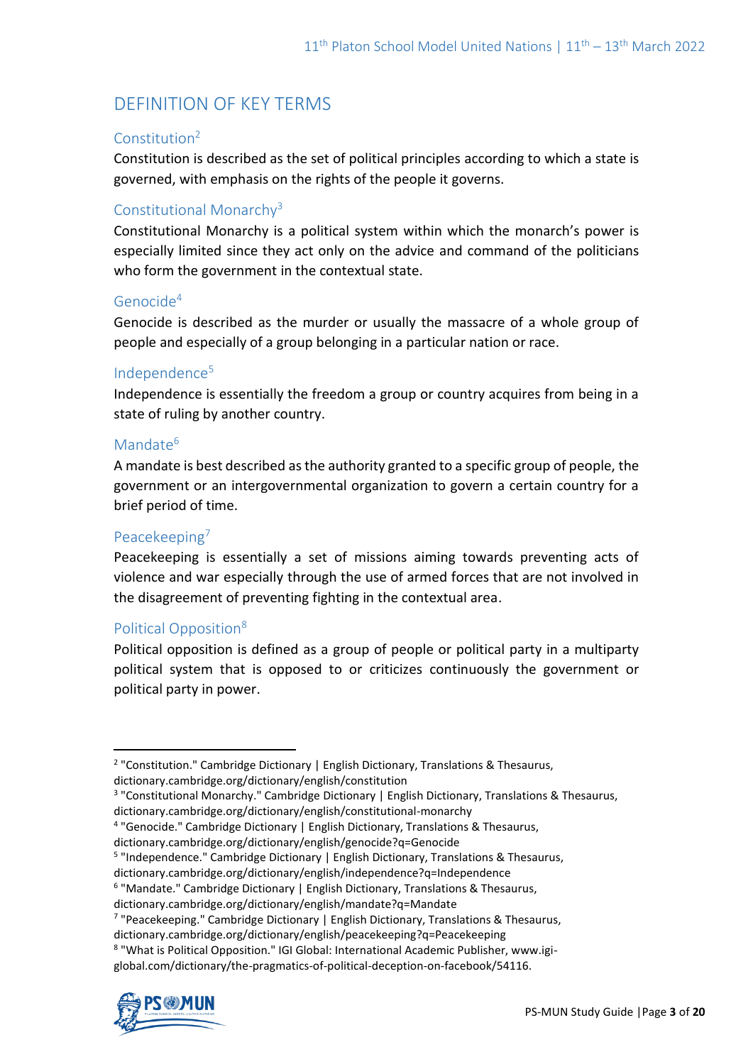## DEFINITION OF KEY TERMS

### Constitution[2]

Constitution is described as the set of political principles according to which a state is governed, with emphasis on the rights of the people it governs.

### Constitutional Monarchy[3]

Constitutional Monarchy is a political system within which the monarch's power is especially limited since they act only on the advice and command of the politicians who form the government in the contextual state.

### Genocide[4]

Genocide is described as the murder or usually the massacre of a whole group of people and especially of a group belonging in a particular nation or race.

### Independence[5]

Independence is essentially the freedom a group or country acquires from being in a state of ruling by another country.

### Mandate[6]

A mandate is best described as the authority granted to a specific group of people, the government or an intergovernmental organization to govern a certain country for a brief period of time.

### Peacekeeping[7]

Peacekeeping is essentially a set of missions aiming towards preventing acts of violence and war especially through the use of armed forces that are not involved in the disagreement of preventing fighting in the contextual area.

### Political Opposition[8]

Political opposition is defined as a group of people or political party in a multiparty political system that is opposed to or criticizes continuously the government or political party in power.

---

[2] "Constitution." Cambridge Dictionary | English Dictionary, Translations & Thesaurus, dictionary.cambridge.org/dictionary/english/constitution

[3] "Constitutional Monarchy." Cambridge Dictionary | English Dictionary, Translations & Thesaurus, dictionary.cambridge.org/dictionary/english/constitutional-monarchy

[4] "Genocide." Cambridge Dictionary | English Dictionary, Translations & Thesaurus, dictionary.cambridge.org/dictionary/english/genocide?q=Genocide

[5] "Independence." Cambridge Dictionary | English Dictionary, Translations & Thesaurus, dictionary.cambridge.org/dictionary/english/independence?q=Independence

[6] "Mandate." Cambridge Dictionary | English Dictionary, Translations & Thesaurus, dictionary.cambridge.org/dictionary/english/mandate?q=Mandate

[7] "Peacekeeping." Cambridge Dictionary | English Dictionary, Translations & Thesaurus, dictionary.cambridge.org/dictionary/english/peacekeeping?q=Peacekeeping

[8] "What is Political Opposition." IGI Global: International Academic Publisher, www.igi-global.com/dictionary/the-pragmatics-of-political-deception-on-facebook/54116.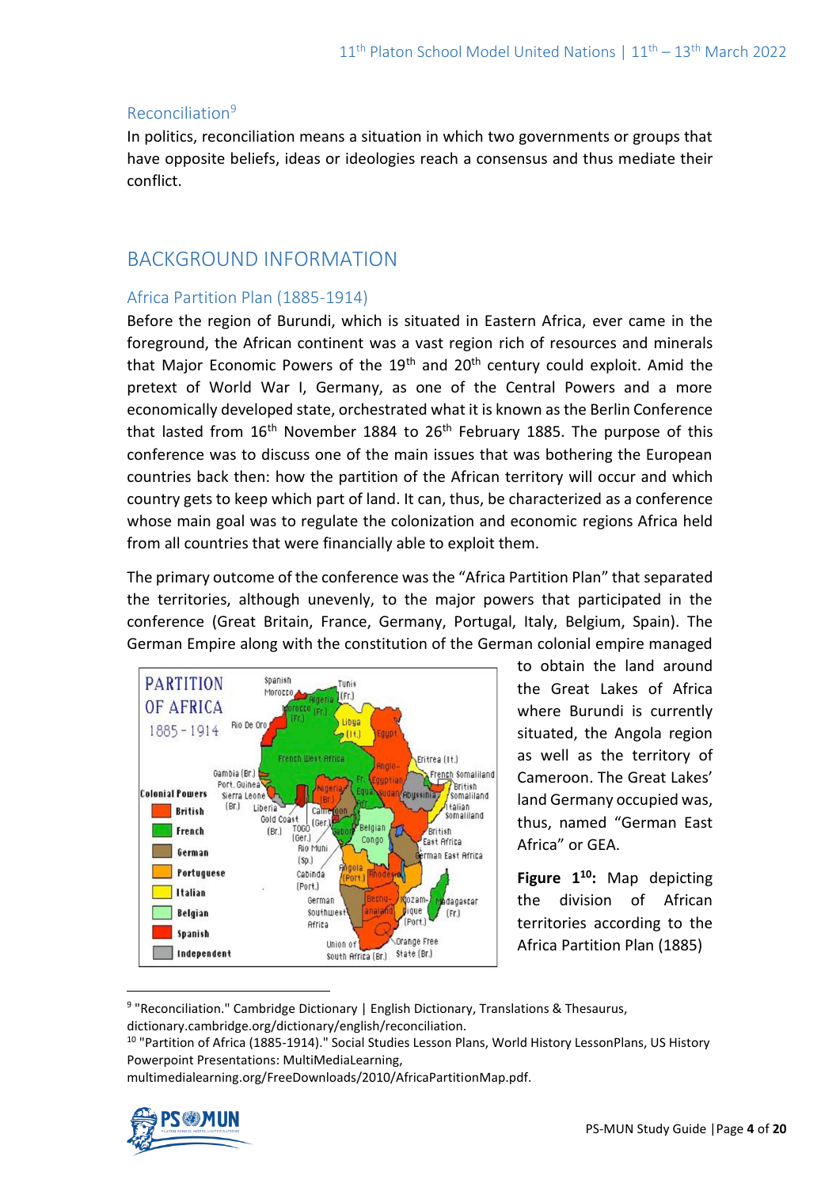### Reconciliation[9]

In politics, reconciliation means a situation in which two governments or groups that have opposite beliefs, ideas or ideologies reach a consensus and thus mediate their conflict.

## BACKGROUND INFORMATION

### Africa Partition Plan (1885-1914)

Before the region of Burundi, which is situated in Eastern Africa, ever came in the foreground, the African continent was a vast region rich of resources and minerals that Major Economic Powers of the 19th and 20th century could exploit. Amid the pretext of World War I, Germany, as one of the Central Powers and a more economically developed state, orchestrated what it is known as the Berlin Conference that lasted from 16th November 1884 to 26th February 1885. The purpose of this conference was to discuss one of the main issues that was bothering the European countries back then: how the partition of the African territory will occur and which country gets to keep which part of land. It can, thus, be characterized as a conference whose main goal was to regulate the colonization and economic regions Africa held from all countries that were financially able to exploit them.

The primary outcome of the conference was the "Africa Partition Plan" that separated the territories, although unevenly, to the major powers that participated in the conference (Great Britain, France, Germany, Portugal, Italy, Belgium, Spain). The German Empire along with the constitution of the German colonial empire managed to obtain the land around the Great Lakes of Africa where Burundi is currently situated, the Angola region as well as the territory of Cameroon. The Great Lakes' land Germany occupied was, thus, named "German East Africa" or GEA.

**Figure 1[10]:** Map depicting the division of African territories according to the Africa Partition Plan (1885)

---

[9] "Reconciliation." Cambridge Dictionary | English Dictionary, Translations & Thesaurus, dictionary.cambridge.org/dictionary/english/reconciliation.

[10] "Partition of Africa (1885-1914)." Social Studies Lesson Plans, World History LessonPlans, US History Powerpoint Presentations: MultiMediaLearning, multimedialearning.org/FreeDownloads/2010/AfricaPartitionMap.pdf.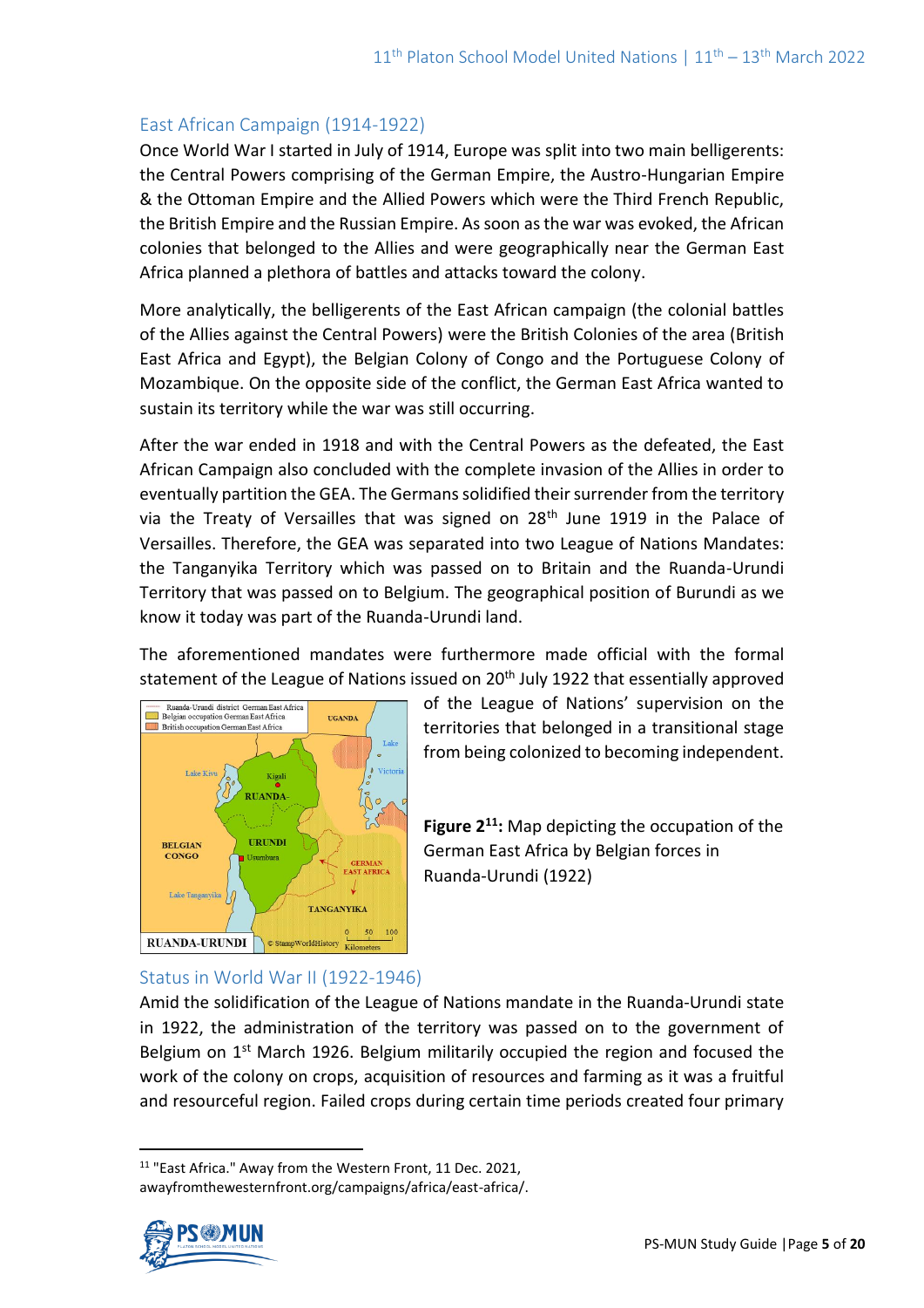## East African Campaign (1914-1922)

Once World War I started in July of 1914, Europe was split into two main belligerents: the Central Powers comprising of the German Empire, the Austro-Hungarian Empire & the Ottoman Empire and the Allied Powers which were the Third French Republic, the British Empire and the Russian Empire. As soon as the war was evoked, the African colonies that belonged to the Allies and were geographically near the German East Africa planned a plethora of battles and attacks toward the colony.

More analytically, the belligerents of the East African campaign (the colonial battles of the Allies against the Central Powers) were the British Colonies of the area (British East Africa and Egypt), the Belgian Colony of Congo and the Portuguese Colony of Mozambique. On the opposite side of the conflict, the German East Africa wanted to sustain its territory while the war was still occurring.

After the war ended in 1918 and with the Central Powers as the defeated, the East African Campaign also concluded with the complete invasion of the Allies in order to eventually partition the GEA. The Germans solidified their surrender from the territory via the Treaty of Versailles that was signed on 28th June 1919 in the Palace of Versailles. Therefore, the GEA was separated into two League of Nations Mandates: the Tanganyika Territory which was passed on to Britain and the Ruanda-Urundi Territory that was passed on to Belgium. The geographical position of Burundi as we know it today was part of the Ruanda-Urundi land.

The aforementioned mandates were furthermore made official with the formal statement of the League of Nations issued on 20th July 1922 that essentially approved of the League of Nations' supervision on the territories that belonged in a transitional stage from being colonized to becoming independent.

**Figure 2[11]:** Map depicting the occupation of the German East Africa by Belgian forces in Ruanda-Urundi (1922)

## Status in World War II (1922-1946)

Amid the solidification of the League of Nations mandate in the Ruanda-Urundi state in 1922, the administration of the territory was passed on to the government of Belgium on 1st March 1926. Belgium militarily occupied the region and focused the work of the colony on crops, acquisition of resources and farming as it was a fruitful and resourceful region. Failed crops during certain time periods created four primary

[11] "East Africa." Away from the Western Front, 11 Dec. 2021, awayfromthewesternfront.org/campaigns/africa/east-africa/.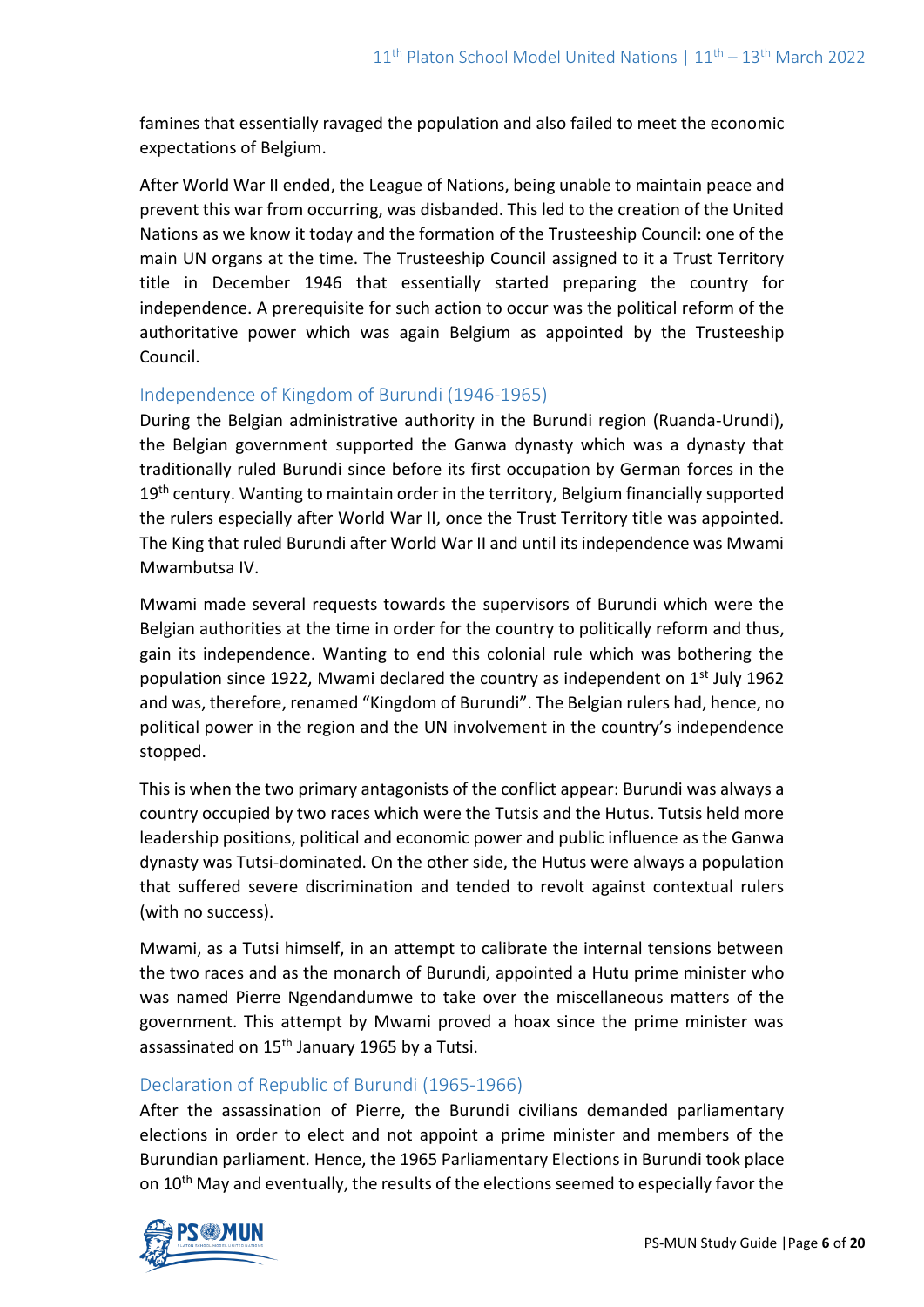famines that essentially ravaged the population and also failed to meet the economic expectations of Belgium.

After World War II ended, the League of Nations, being unable to maintain peace and prevent this war from occurring, was disbanded. This led to the creation of the United Nations as we know it today and the formation of the Trusteeship Council: one of the main UN organs at the time. The Trusteeship Council assigned to it a Trust Territory title in December 1946 that essentially started preparing the country for independence. A prerequisite for such action to occur was the political reform of the authoritative power which was again Belgium as appointed by the Trusteeship Council.

### Independence of Kingdom of Burundi (1946-1965)

During the Belgian administrative authority in the Burundi region (Ruanda-Urundi), the Belgian government supported the Ganwa dynasty which was a dynasty that traditionally ruled Burundi since before its first occupation by German forces in the 19th century. Wanting to maintain order in the territory, Belgium financially supported the rulers especially after World War II, once the Trust Territory title was appointed. The King that ruled Burundi after World War II and until its independence was Mwami Mwambutsa IV.

Mwami made several requests towards the supervisors of Burundi which were the Belgian authorities at the time in order for the country to politically reform and thus, gain its independence. Wanting to end this colonial rule which was bothering the population since 1922, Mwami declared the country as independent on 1st July 1962 and was, therefore, renamed "Kingdom of Burundi". The Belgian rulers had, hence, no political power in the region and the UN involvement in the country's independence stopped.

This is when the two primary antagonists of the conflict appear: Burundi was always a country occupied by two races which were the Tutsis and the Hutus. Tutsis held more leadership positions, political and economic power and public influence as the Ganwa dynasty was Tutsi-dominated. On the other side, the Hutus were always a population that suffered severe discrimination and tended to revolt against contextual rulers (with no success).

Mwami, as a Tutsi himself, in an attempt to calibrate the internal tensions between the two races and as the monarch of Burundi, appointed a Hutu prime minister who was named Pierre Ngendandumwe to take over the miscellaneous matters of the government. This attempt by Mwami proved a hoax since the prime minister was assassinated on 15th January 1965 by a Tutsi.

### Declaration of Republic of Burundi (1965-1966)

After the assassination of Pierre, the Burundi civilians demanded parliamentary elections in order to elect and not appoint a prime minister and members of the Burundian parliament. Hence, the 1965 Parliamentary Elections in Burundi took place on 10th May and eventually, the results of the elections seemed to especially favor the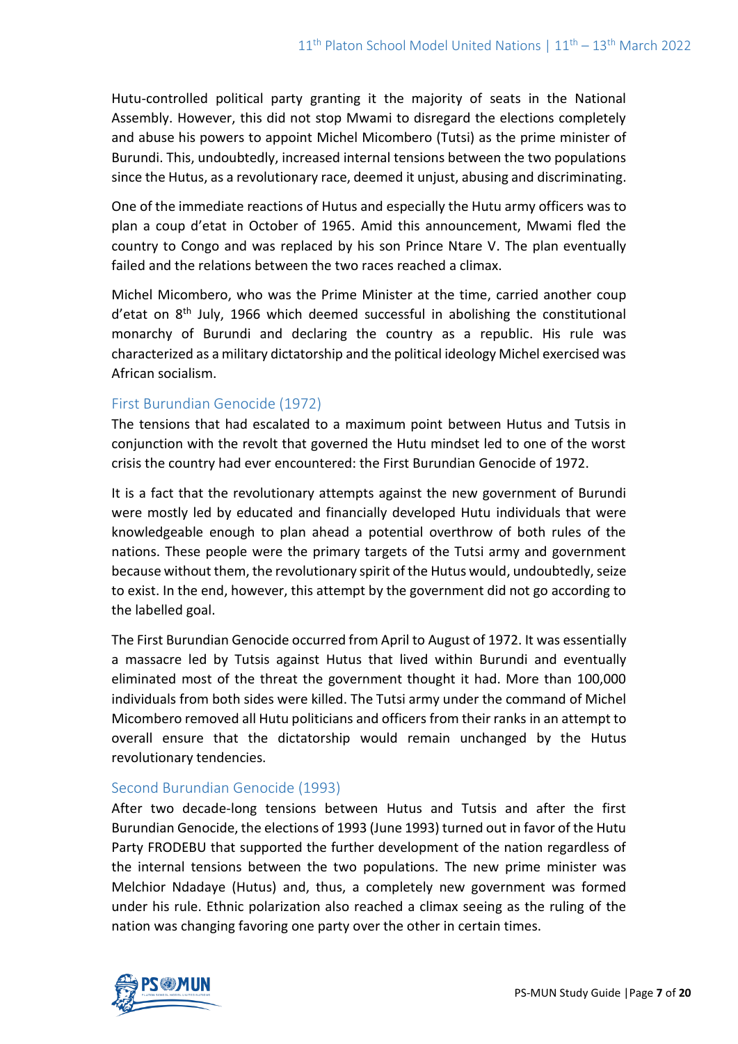Hutu-controlled political party granting it the majority of seats in the National Assembly. However, this did not stop Mwami to disregard the elections completely and abuse his powers to appoint Michel Micombero (Tutsi) as the prime minister of Burundi. This, undoubtedly, increased internal tensions between the two populations since the Hutus, as a revolutionary race, deemed it unjust, abusing and discriminating.

One of the immediate reactions of Hutus and especially the Hutu army officers was to plan a coup d'etat in October of 1965. Amid this announcement, Mwami fled the country to Congo and was replaced by his son Prince Ntare V. The plan eventually failed and the relations between the two races reached a climax.

Michel Micombero, who was the Prime Minister at the time, carried another coup d'etat on 8th July, 1966 which deemed successful in abolishing the constitutional monarchy of Burundi and declaring the country as a republic. His rule was characterized as a military dictatorship and the political ideology Michel exercised was African socialism.

## First Burundian Genocide (1972)

The tensions that had escalated to a maximum point between Hutus and Tutsis in conjunction with the revolt that governed the Hutu mindset led to one of the worst crisis the country had ever encountered: the First Burundian Genocide of 1972.

It is a fact that the revolutionary attempts against the new government of Burundi were mostly led by educated and financially developed Hutu individuals that were knowledgeable enough to plan ahead a potential overthrow of both rules of the nations. These people were the primary targets of the Tutsi army and government because without them, the revolutionary spirit of the Hutus would, undoubtedly, seize to exist. In the end, however, this attempt by the government did not go according to the labelled goal.

The First Burundian Genocide occurred from April to August of 1972. It was essentially a massacre led by Tutsis against Hutus that lived within Burundi and eventually eliminated most of the threat the government thought it had. More than 100,000 individuals from both sides were killed. The Tutsi army under the command of Michel Micombero removed all Hutu politicians and officers from their ranks in an attempt to overall ensure that the dictatorship would remain unchanged by the Hutus revolutionary tendencies.

## Second Burundian Genocide (1993)

After two decade-long tensions between Hutus and Tutsis and after the first Burundian Genocide, the elections of 1993 (June 1993) turned out in favor of the Hutu Party FRODEBU that supported the further development of the nation regardless of the internal tensions between the two populations. The new prime minister was Melchior Ndadaye (Hutus) and, thus, a completely new government was formed under his rule. Ethnic polarization also reached a climax seeing as the ruling of the nation was changing favoring one party over the other in certain times.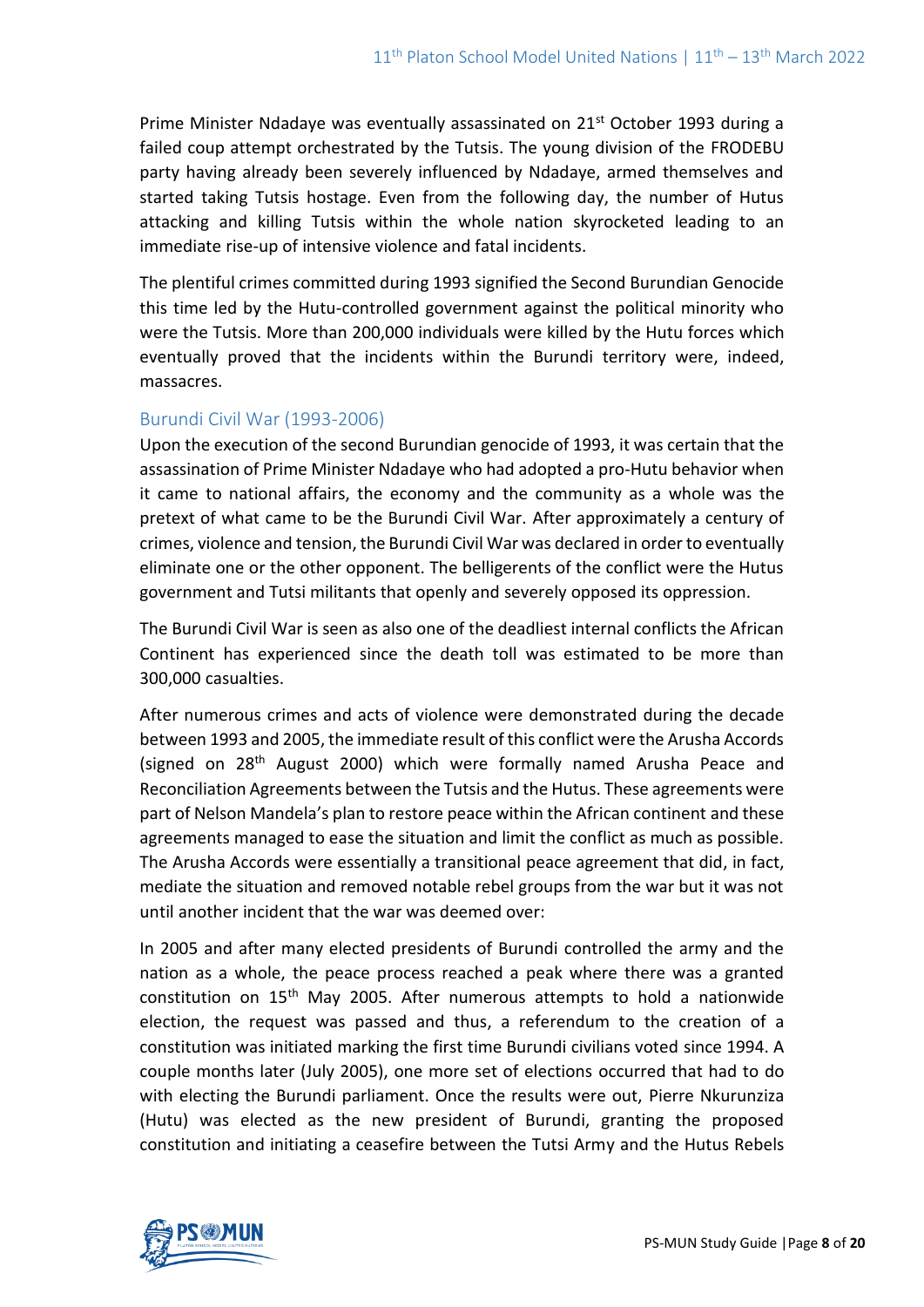Prime Minister Ndadaye was eventually assassinated on 21st October 1993 during a failed coup attempt orchestrated by the Tutsis. The young division of the FRODEBU party having already been severely influenced by Ndadaye, armed themselves and started taking Tutsis hostage. Even from the following day, the number of Hutus attacking and killing Tutsis within the whole nation skyrocketed leading to an immediate rise-up of intensive violence and fatal incidents.

The plentiful crimes committed during 1993 signified the Second Burundian Genocide this time led by the Hutu-controlled government against the political minority who were the Tutsis. More than 200,000 individuals were killed by the Hutu forces which eventually proved that the incidents within the Burundi territory were, indeed, massacres.

### Burundi Civil War (1993-2006)

Upon the execution of the second Burundian genocide of 1993, it was certain that the assassination of Prime Minister Ndadaye who had adopted a pro-Hutu behavior when it came to national affairs, the economy and the community as a whole was the pretext of what came to be the Burundi Civil War. After approximately a century of crimes, violence and tension, the Burundi Civil War was declared in order to eventually eliminate one or the other opponent. The belligerents of the conflict were the Hutus government and Tutsi militants that openly and severely opposed its oppression.

The Burundi Civil War is seen as also one of the deadliest internal conflicts the African Continent has experienced since the death toll was estimated to be more than 300,000 casualties.

After numerous crimes and acts of violence were demonstrated during the decade between 1993 and 2005, the immediate result of this conflict were the Arusha Accords (signed on 28th August 2000) which were formally named Arusha Peace and Reconciliation Agreements between the Tutsis and the Hutus. These agreements were part of Nelson Mandela's plan to restore peace within the African continent and these agreements managed to ease the situation and limit the conflict as much as possible. The Arusha Accords were essentially a transitional peace agreement that did, in fact, mediate the situation and removed notable rebel groups from the war but it was not until another incident that the war was deemed over:

In 2005 and after many elected presidents of Burundi controlled the army and the nation as a whole, the peace process reached a peak where there was a granted constitution on 15th May 2005. After numerous attempts to hold a nationwide election, the request was passed and thus, a referendum to the creation of a constitution was initiated marking the first time Burundi civilians voted since 1994. A couple months later (July 2005), one more set of elections occurred that had to do with electing the Burundi parliament. Once the results were out, Pierre Nkurunziza (Hutu) was elected as the new president of Burundi, granting the proposed constitution and initiating a ceasefire between the Tutsi Army and the Hutus Rebels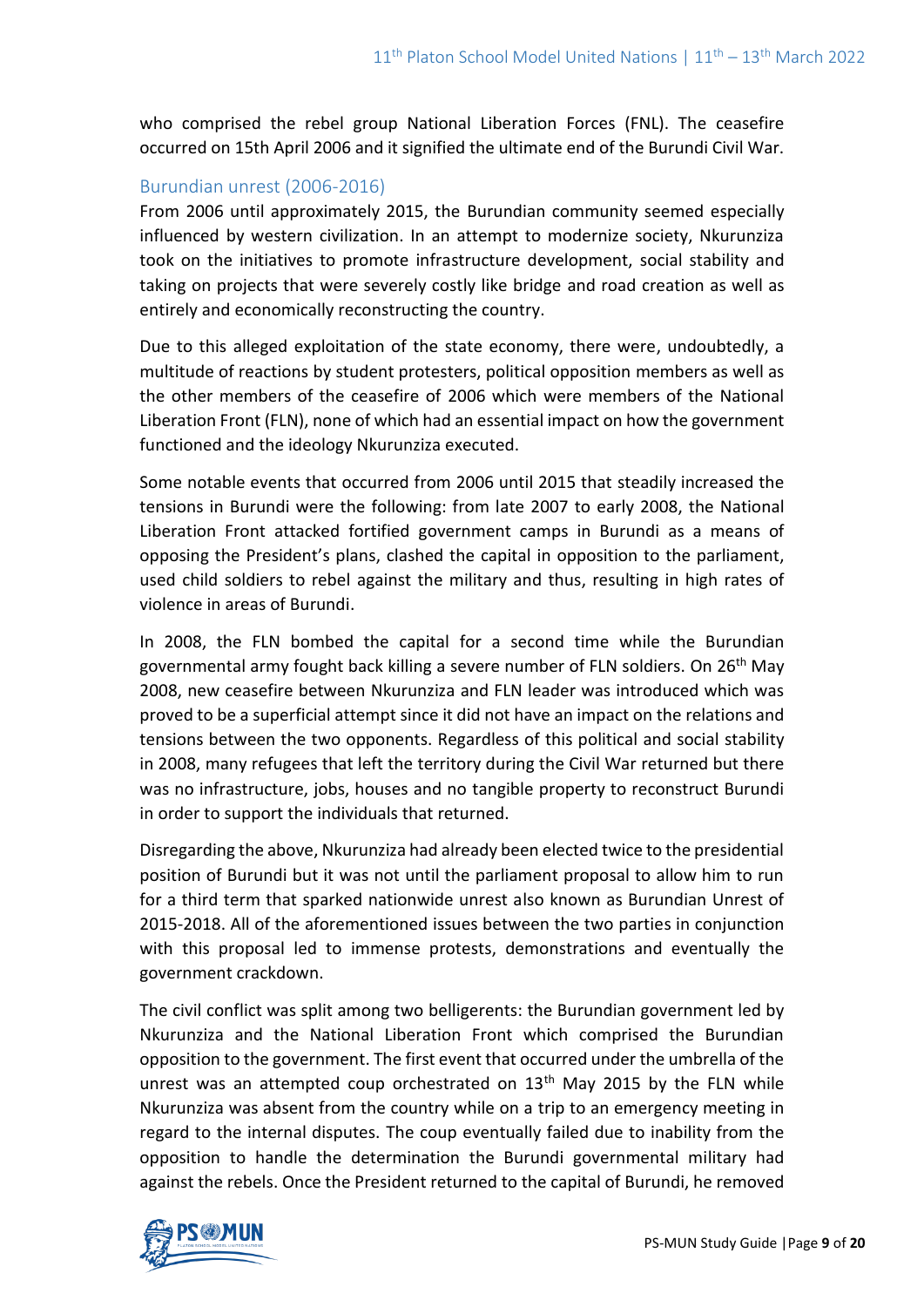who comprised the rebel group National Liberation Forces (FNL). The ceasefire occurred on 15th April 2006 and it signified the ultimate end of the Burundi Civil War.

## Burundian unrest (2006-2016)

From 2006 until approximately 2015, the Burundian community seemed especially influenced by western civilization. In an attempt to modernize society, Nkurunziza took on the initiatives to promote infrastructure development, social stability and taking on projects that were severely costly like bridge and road creation as well as entirely and economically reconstructing the country.

Due to this alleged exploitation of the state economy, there were, undoubtedly, a multitude of reactions by student protesters, political opposition members as well as the other members of the ceasefire of 2006 which were members of the National Liberation Front (FLN), none of which had an essential impact on how the government functioned and the ideology Nkurunziza executed.

Some notable events that occurred from 2006 until 2015 that steadily increased the tensions in Burundi were the following: from late 2007 to early 2008, the National Liberation Front attacked fortified government camps in Burundi as a means of opposing the President's plans, clashed the capital in opposition to the parliament, used child soldiers to rebel against the military and thus, resulting in high rates of violence in areas of Burundi.

In 2008, the FLN bombed the capital for a second time while the Burundian governmental army fought back killing a severe number of FLN soldiers. On 26th May 2008, new ceasefire between Nkurunziza and FLN leader was introduced which was proved to be a superficial attempt since it did not have an impact on the relations and tensions between the two opponents. Regardless of this political and social stability in 2008, many refugees that left the territory during the Civil War returned but there was no infrastructure, jobs, houses and no tangible property to reconstruct Burundi in order to support the individuals that returned.

Disregarding the above, Nkurunziza had already been elected twice to the presidential position of Burundi but it was not until the parliament proposal to allow him to run for a third term that sparked nationwide unrest also known as Burundian Unrest of 2015-2018. All of the aforementioned issues between the two parties in conjunction with this proposal led to immense protests, demonstrations and eventually the government crackdown.

The civil conflict was split among two belligerents: the Burundian government led by Nkurunziza and the National Liberation Front which comprised the Burundian opposition to the government. The first event that occurred under the umbrella of the unrest was an attempted coup orchestrated on 13th May 2015 by the FLN while Nkurunziza was absent from the country while on a trip to an emergency meeting in regard to the internal disputes. The coup eventually failed due to inability from the opposition to handle the determination the Burundi governmental military had against the rebels. Once the President returned to the capital of Burundi, he removed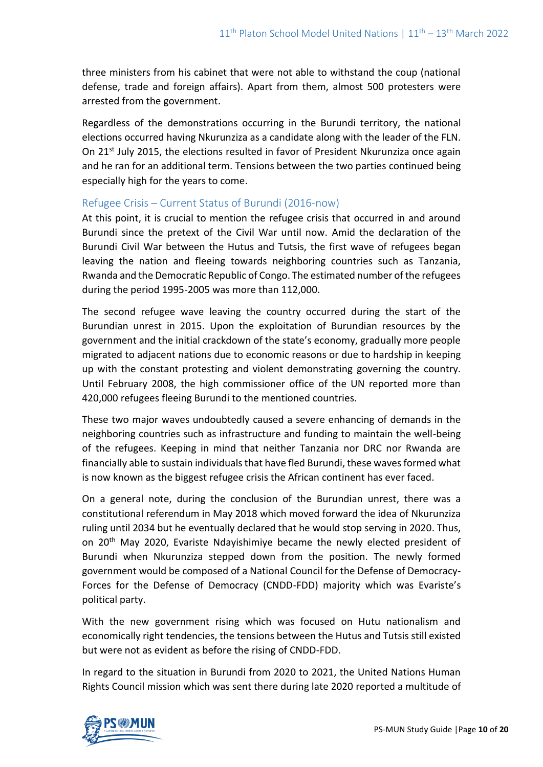three ministers from his cabinet that were not able to withstand the coup (national defense, trade and foreign affairs). Apart from them, almost 500 protesters were arrested from the government.

Regardless of the demonstrations occurring in the Burundi territory, the national elections occurred having Nkurunziza as a candidate along with the leader of the FLN. On 21st July 2015, the elections resulted in favor of President Nkurunziza once again and he ran for an additional term. Tensions between the two parties continued being especially high for the years to come.

### Refugee Crisis – Current Status of Burundi (2016-now)

At this point, it is crucial to mention the refugee crisis that occurred in and around Burundi since the pretext of the Civil War until now. Amid the declaration of the Burundi Civil War between the Hutus and Tutsis, the first wave of refugees began leaving the nation and fleeing towards neighboring countries such as Tanzania, Rwanda and the Democratic Republic of Congo. The estimated number of the refugees during the period 1995-2005 was more than 112,000.

The second refugee wave leaving the country occurred during the start of the Burundian unrest in 2015. Upon the exploitation of Burundian resources by the government and the initial crackdown of the state's economy, gradually more people migrated to adjacent nations due to economic reasons or due to hardship in keeping up with the constant protesting and violent demonstrating governing the country. Until February 2008, the high commissioner office of the UN reported more than 420,000 refugees fleeing Burundi to the mentioned countries.

These two major waves undoubtedly caused a severe enhancing of demands in the neighboring countries such as infrastructure and funding to maintain the well-being of the refugees. Keeping in mind that neither Tanzania nor DRC nor Rwanda are financially able to sustain individuals that have fled Burundi, these waves formed what is now known as the biggest refugee crisis the African continent has ever faced.

On a general note, during the conclusion of the Burundian unrest, there was a constitutional referendum in May 2018 which moved forward the idea of Nkurunziza ruling until 2034 but he eventually declared that he would stop serving in 2020. Thus, on 20th May 2020, Evariste Ndayishimiye became the newly elected president of Burundi when Nkurunziza stepped down from the position. The newly formed government would be composed of a National Council for the Defense of Democracy-Forces for the Defense of Democracy (CNDD-FDD) majority which was Evariste's political party.

With the new government rising which was focused on Hutu nationalism and economically right tendencies, the tensions between the Hutus and Tutsis still existed but were not as evident as before the rising of CNDD-FDD.

In regard to the situation in Burundi from 2020 to 2021, the United Nations Human Rights Council mission which was sent there during late 2020 reported a multitude of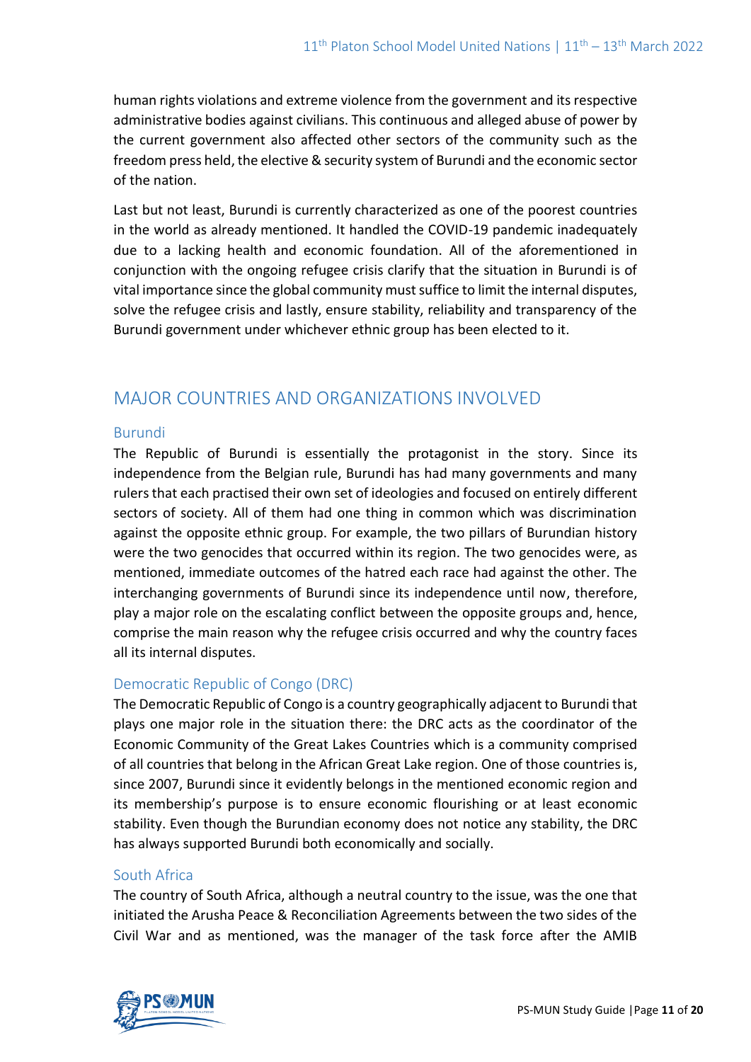human rights violations and extreme violence from the government and its respective administrative bodies against civilians. This continuous and alleged abuse of power by the current government also affected other sectors of the community such as the freedom press held, the elective & security system of Burundi and the economic sector of the nation.

Last but not least, Burundi is currently characterized as one of the poorest countries in the world as already mentioned. It handled the COVID-19 pandemic inadequately due to a lacking health and economic foundation. All of the aforementioned in conjunction with the ongoing refugee crisis clarify that the situation in Burundi is of vital importance since the global community must suffice to limit the internal disputes, solve the refugee crisis and lastly, ensure stability, reliability and transparency of the Burundi government under whichever ethnic group has been elected to it.

## MAJOR COUNTRIES AND ORGANIZATIONS INVOLVED

### Burundi

The Republic of Burundi is essentially the protagonist in the story. Since its independence from the Belgian rule, Burundi has had many governments and many rulers that each practised their own set of ideologies and focused on entirely different sectors of society. All of them had one thing in common which was discrimination against the opposite ethnic group. For example, the two pillars of Burundian history were the two genocides that occurred within its region. The two genocides were, as mentioned, immediate outcomes of the hatred each race had against the other. The interchanging governments of Burundi since its independence until now, therefore, play a major role on the escalating conflict between the opposite groups and, hence, comprise the main reason why the refugee crisis occurred and why the country faces all its internal disputes.

### Democratic Republic of Congo (DRC)

The Democratic Republic of Congo is a country geographically adjacent to Burundi that plays one major role in the situation there: the DRC acts as the coordinator of the Economic Community of the Great Lakes Countries which is a community comprised of all countries that belong in the African Great Lake region. One of those countries is, since 2007, Burundi since it evidently belongs in the mentioned economic region and its membership's purpose is to ensure economic flourishing or at least economic stability. Even though the Burundian economy does not notice any stability, the DRC has always supported Burundi both economically and socially.

### South Africa

The country of South Africa, although a neutral country to the issue, was the one that initiated the Arusha Peace & Reconciliation Agreements between the two sides of the Civil War and as mentioned, was the manager of the task force after the AMIB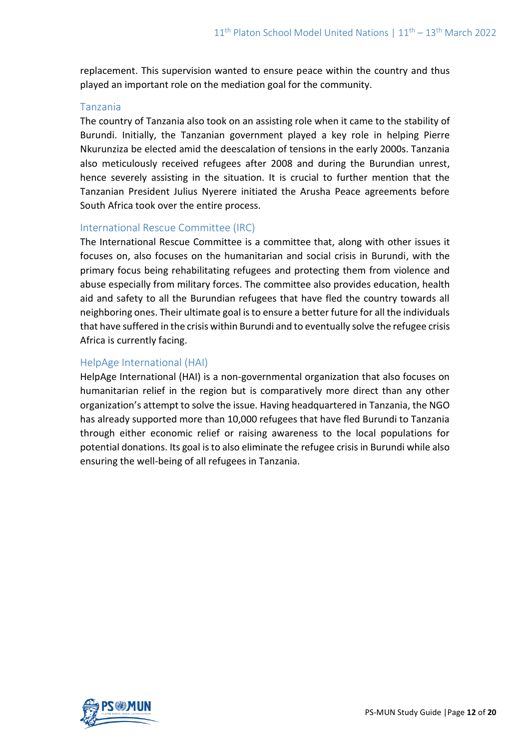replacement. This supervision wanted to ensure peace within the country and thus played an important role on the mediation goal for the community.

### Tanzania

The country of Tanzania also took on an assisting role when it came to the stability of Burundi. Initially, the Tanzanian government played a key role in helping Pierre Nkurunziza be elected amid the deescalation of tensions in the early 2000s. Tanzania also meticulously received refugees after 2008 and during the Burundian unrest, hence severely assisting in the situation. It is crucial to further mention that the Tanzanian President Julius Nyerere initiated the Arusha Peace agreements before South Africa took over the entire process.

### International Rescue Committee (IRC)

The International Rescue Committee is a committee that, along with other issues it focuses on, also focuses on the humanitarian and social crisis in Burundi, with the primary focus being rehabilitating refugees and protecting them from violence and abuse especially from military forces. The committee also provides education, health aid and safety to all the Burundian refugees that have fled the country towards all neighboring ones. Their ultimate goal is to ensure a better future for all the individuals that have suffered in the crisis within Burundi and to eventually solve the refugee crisis Africa is currently facing.

### HelpAge International (HAI)

HelpAge International (HAI) is a non-governmental organization that also focuses on humanitarian relief in the region but is comparatively more direct than any other organization's attempt to solve the issue. Having headquartered in Tanzania, the NGO has already supported more than 10,000 refugees that have fled Burundi to Tanzania through either economic relief or raising awareness to the local populations for potential donations. Its goal is to also eliminate the refugee crisis in Burundi while also ensuring the well-being of all refugees in Tanzania.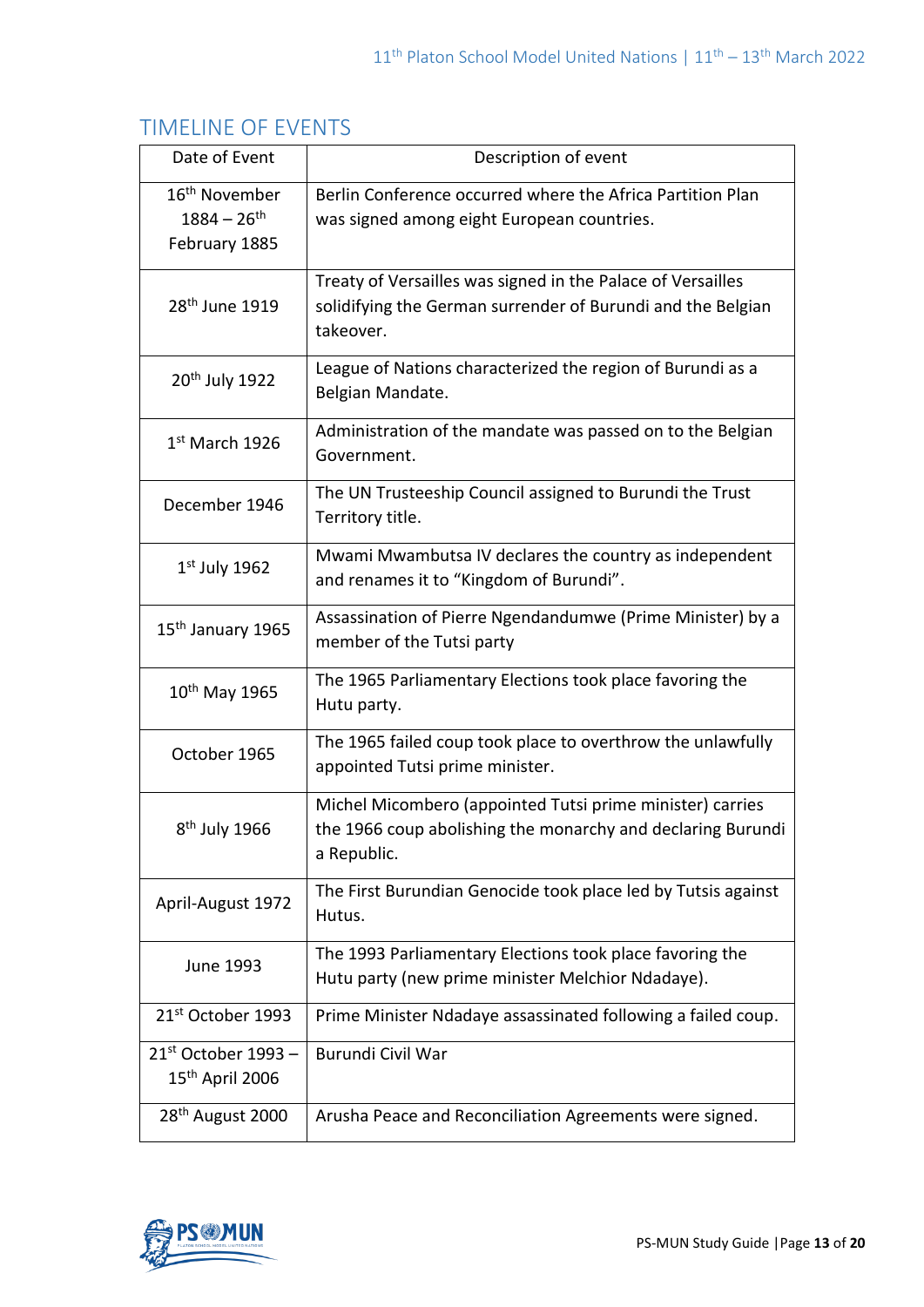## TIMELINE OF EVENTS

| Date of Event | Description of event |
|---|---|
| 16th November 1884 – 26th February 1885 | Berlin Conference occurred where the Africa Partition Plan was signed among eight European countries. |
| 28th June 1919 | Treaty of Versailles was signed in the Palace of Versailles solidifying the German surrender of Burundi and the Belgian takeover. |
| 20th July 1922 | League of Nations characterized the region of Burundi as a Belgian Mandate. |
| 1st March 1926 | Administration of the mandate was passed on to the Belgian Government. |
| December 1946 | The UN Trusteeship Council assigned to Burundi the Trust Territory title. |
| 1st July 1962 | Mwami Mwambutsa IV declares the country as independent and renames it to "Kingdom of Burundi". |
| 15th January 1965 | Assassination of Pierre Ngendandumwe (Prime Minister) by a member of the Tutsi party |
| 10th May 1965 | The 1965 Parliamentary Elections took place favoring the Hutu party. |
| October 1965 | The 1965 failed coup took place to overthrow the unlawfully appointed Tutsi prime minister. |
| 8th July 1966 | Michel Micombero (appointed Tutsi prime minister) carries the 1966 coup abolishing the monarchy and declaring Burundi a Republic. |
| April-August 1972 | The First Burundian Genocide took place led by Tutsis against Hutus. |
| June 1993 | The 1993 Parliamentary Elections took place favoring the Hutu party (new prime minister Melchior Ndadaye). |
| 21st October 1993 | Prime Minister Ndadaye assassinated following a failed coup. |
| 21st October 1993 – 15th April 2006 | Burundi Civil War |
| 28th August 2000 | Arusha Peace and Reconciliation Agreements were signed. |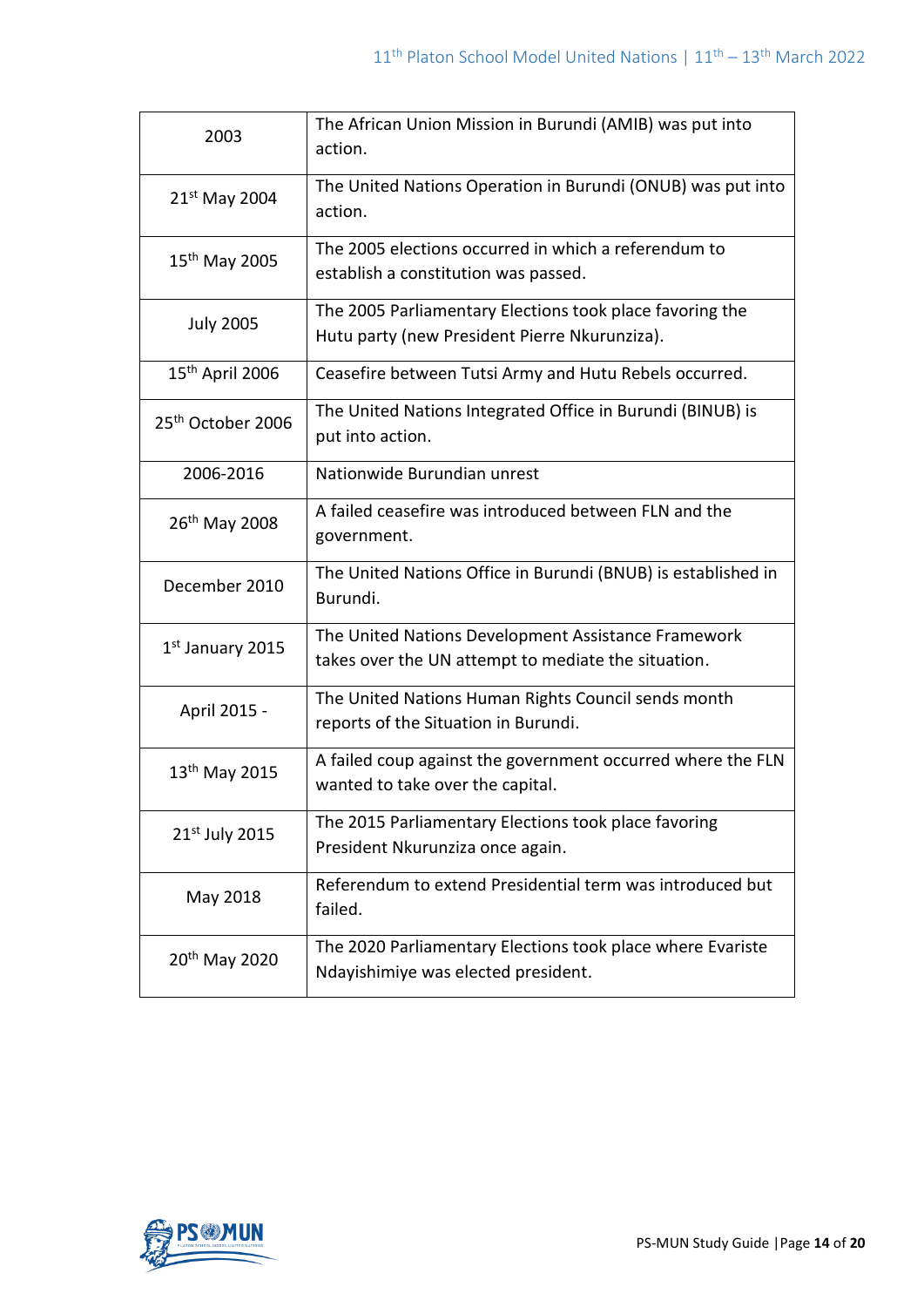| | |
|---|---|
| 2003 | The African Union Mission in Burundi (AMIB) was put into action. |
| 21st May 2004 | The United Nations Operation in Burundi (ONUB) was put into action. |
| 15th May 2005 | The 2005 elections occurred in which a referendum to establish a constitution was passed. |
| July 2005 | The 2005 Parliamentary Elections took place favoring the Hutu party (new President Pierre Nkurunziza). |
| 15th April 2006 | Ceasefire between Tutsi Army and Hutu Rebels occurred. |
| 25th October 2006 | The United Nations Integrated Office in Burundi (BINUB) is put into action. |
| 2006-2016 | Nationwide Burundian unrest |
| 26th May 2008 | A failed ceasefire was introduced between FLN and the government. |
| December 2010 | The United Nations Office in Burundi (BNUB) is established in Burundi. |
| 1st January 2015 | The United Nations Development Assistance Framework takes over the UN attempt to mediate the situation. |
| April 2015 - | The United Nations Human Rights Council sends month reports of the Situation in Burundi. |
| 13th May 2015 | A failed coup against the government occurred where the FLN wanted to take over the capital. |
| 21st July 2015 | The 2015 Parliamentary Elections took place favoring President Nkurunziza once again. |
| May 2018 | Referendum to extend Presidential term was introduced but failed. |
| 20th May 2020 | The 2020 Parliamentary Elections took place where Evariste Ndayishimiye was elected president. |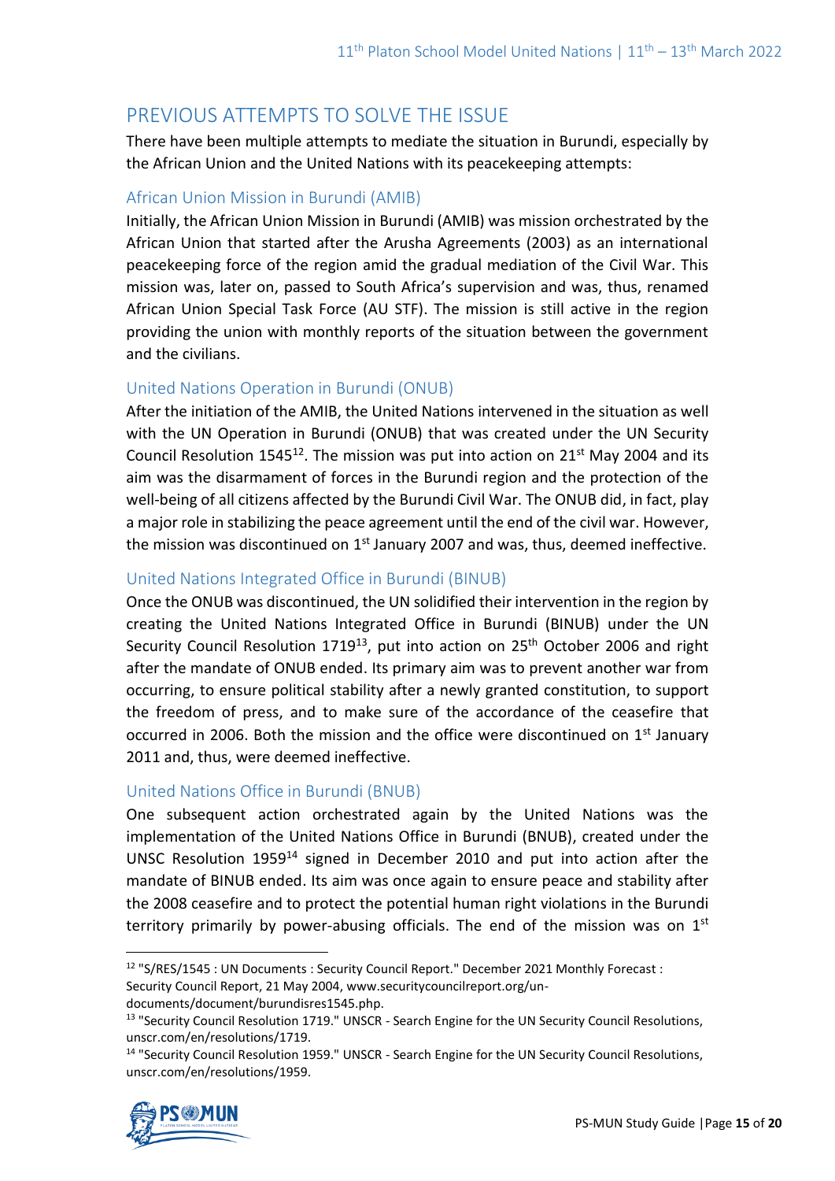## PREVIOUS ATTEMPTS TO SOLVE THE ISSUE

There have been multiple attempts to mediate the situation in Burundi, especially by the African Union and the United Nations with its peacekeeping attempts:

### African Union Mission in Burundi (AMIB)

Initially, the African Union Mission in Burundi (AMIB) was mission orchestrated by the African Union that started after the Arusha Agreements (2003) as an international peacekeeping force of the region amid the gradual mediation of the Civil War. This mission was, later on, passed to South Africa's supervision and was, thus, renamed African Union Special Task Force (AU STF). The mission is still active in the region providing the union with monthly reports of the situation between the government and the civilians.

### United Nations Operation in Burundi (ONUB)

After the initiation of the AMIB, the United Nations intervened in the situation as well with the UN Operation in Burundi (ONUB) that was created under the UN Security Council Resolution 1545[12]. The mission was put into action on 21st May 2004 and its aim was the disarmament of forces in the Burundi region and the protection of the well-being of all citizens affected by the Burundi Civil War. The ONUB did, in fact, play a major role in stabilizing the peace agreement until the end of the civil war. However, the mission was discontinued on 1st January 2007 and was, thus, deemed ineffective.

### United Nations Integrated Office in Burundi (BINUB)

Once the ONUB was discontinued, the UN solidified their intervention in the region by creating the United Nations Integrated Office in Burundi (BINUB) under the UN Security Council Resolution 1719[13], put into action on 25th October 2006 and right after the mandate of ONUB ended. Its primary aim was to prevent another war from occurring, to ensure political stability after a newly granted constitution, to support the freedom of press, and to make sure of the accordance of the ceasefire that occurred in 2006. Both the mission and the office were discontinued on 1st January 2011 and, thus, were deemed ineffective.

### United Nations Office in Burundi (BNUB)

One subsequent action orchestrated again by the United Nations was the implementation of the United Nations Office in Burundi (BNUB), created under the UNSC Resolution 1959[14] signed in December 2010 and put into action after the mandate of BINUB ended. Its aim was once again to ensure peace and stability after the 2008 ceasefire and to protect the potential human right violations in the Burundi territory primarily by power-abusing officials. The end of the mission was on 1st

---

[12] "S/RES/1545 : UN Documents : Security Council Report." December 2021 Monthly Forecast : Security Council Report, 21 May 2004, www.securitycouncilreport.org/un-documents/document/burundisres1545.php.

[13] "Security Council Resolution 1719." UNSCR - Search Engine for the UN Security Council Resolutions, unscr.com/en/resolutions/1719.

[14] "Security Council Resolution 1959." UNSCR - Search Engine for the UN Security Council Resolutions, unscr.com/en/resolutions/1959.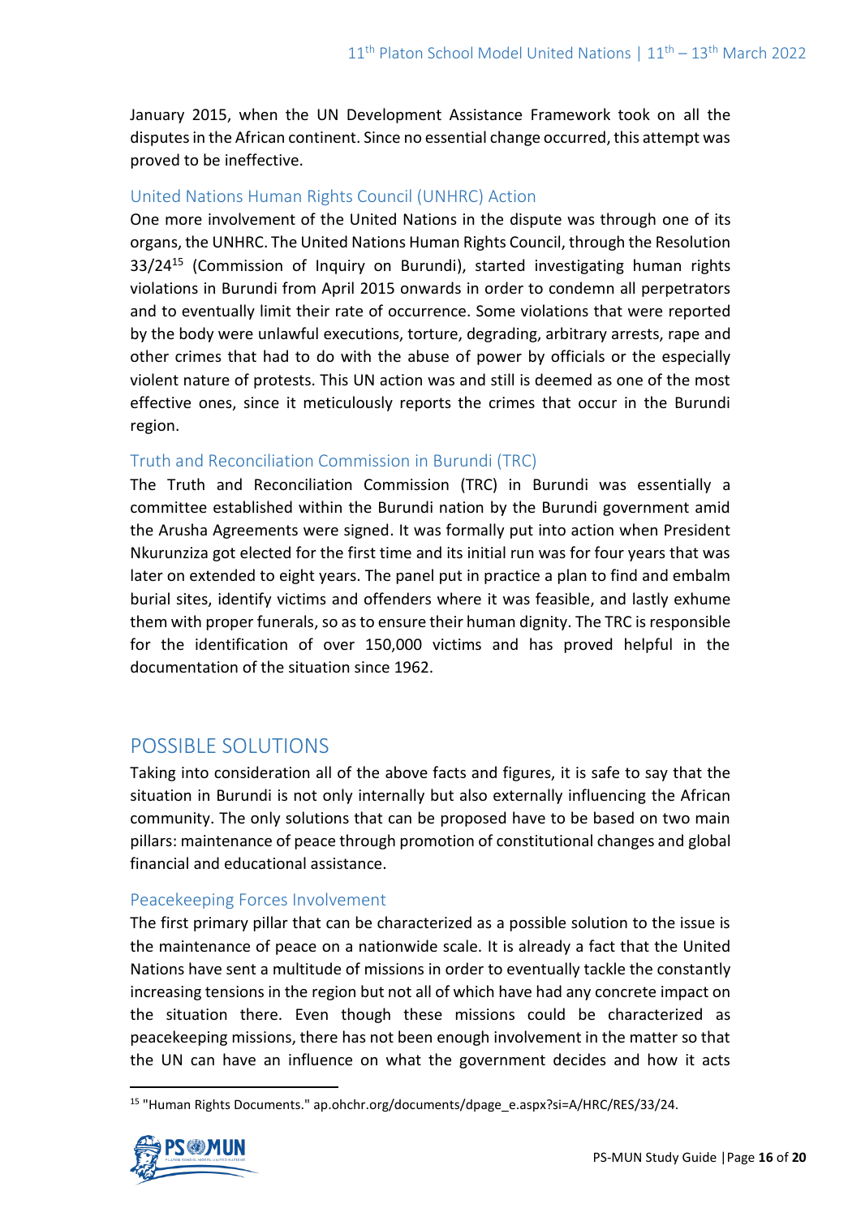January 2015, when the UN Development Assistance Framework took on all the disputes in the African continent. Since no essential change occurred, this attempt was proved to be ineffective.

### United Nations Human Rights Council (UNHRC) Action

One more involvement of the United Nations in the dispute was through one of its organs, the UNHRC. The United Nations Human Rights Council, through the Resolution 33/24[15] (Commission of Inquiry on Burundi), started investigating human rights violations in Burundi from April 2015 onwards in order to condemn all perpetrators and to eventually limit their rate of occurrence. Some violations that were reported by the body were unlawful executions, torture, degrading, arbitrary arrests, rape and other crimes that had to do with the abuse of power by officials or the especially violent nature of protests. This UN action was and still is deemed as one of the most effective ones, since it meticulously reports the crimes that occur in the Burundi region.

### Truth and Reconciliation Commission in Burundi (TRC)

The Truth and Reconciliation Commission (TRC) in Burundi was essentially a committee established within the Burundi nation by the Burundi government amid the Arusha Agreements were signed. It was formally put into action when President Nkurunziza got elected for the first time and its initial run was for four years that was later on extended to eight years. The panel put in practice a plan to find and embalm burial sites, identify victims and offenders where it was feasible, and lastly exhume them with proper funerals, so as to ensure their human dignity. The TRC is responsible for the identification of over 150,000 victims and has proved helpful in the documentation of the situation since 1962.

## POSSIBLE SOLUTIONS

Taking into consideration all of the above facts and figures, it is safe to say that the situation in Burundi is not only internally but also externally influencing the African community. The only solutions that can be proposed have to be based on two main pillars: maintenance of peace through promotion of constitutional changes and global financial and educational assistance.

### Peacekeeping Forces Involvement

The first primary pillar that can be characterized as a possible solution to the issue is the maintenance of peace on a nationwide scale. It is already a fact that the United Nations have sent a multitude of missions in order to eventually tackle the constantly increasing tensions in the region but not all of which have had any concrete impact on the situation there. Even though these missions could be characterized as peacekeeping missions, there has not been enough involvement in the matter so that the UN can have an influence on what the government decides and how it acts

[15] "Human Rights Documents." ap.ohchr.org/documents/dpage_e.aspx?si=A/HRC/RES/33/24.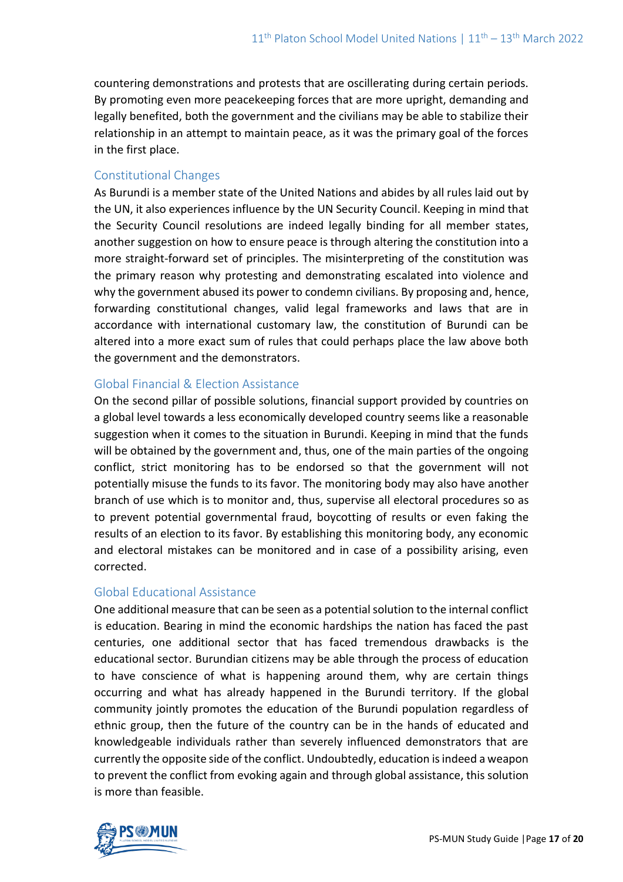countering demonstrations and protests that are oscillerating during certain periods. By promoting even more peacekeeping forces that are more upright, demanding and legally benefited, both the government and the civilians may be able to stabilize their relationship in an attempt to maintain peace, as it was the primary goal of the forces in the first place.

### Constitutional Changes

As Burundi is a member state of the United Nations and abides by all rules laid out by the UN, it also experiences influence by the UN Security Council. Keeping in mind that the Security Council resolutions are indeed legally binding for all member states, another suggestion on how to ensure peace is through altering the constitution into a more straight-forward set of principles. The misinterpreting of the constitution was the primary reason why protesting and demonstrating escalated into violence and why the government abused its power to condemn civilians. By proposing and, hence, forwarding constitutional changes, valid legal frameworks and laws that are in accordance with international customary law, the constitution of Burundi can be altered into a more exact sum of rules that could perhaps place the law above both the government and the demonstrators.

### Global Financial & Election Assistance

On the second pillar of possible solutions, financial support provided by countries on a global level towards a less economically developed country seems like a reasonable suggestion when it comes to the situation in Burundi. Keeping in mind that the funds will be obtained by the government and, thus, one of the main parties of the ongoing conflict, strict monitoring has to be endorsed so that the government will not potentially misuse the funds to its favor. The monitoring body may also have another branch of use which is to monitor and, thus, supervise all electoral procedures so as to prevent potential governmental fraud, boycotting of results or even faking the results of an election to its favor. By establishing this monitoring body, any economic and electoral mistakes can be monitored and in case of a possibility arising, even corrected.

### Global Educational Assistance

One additional measure that can be seen as a potential solution to the internal conflict is education. Bearing in mind the economic hardships the nation has faced the past centuries, one additional sector that has faced tremendous drawbacks is the educational sector. Burundian citizens may be able through the process of education to have conscience of what is happening around them, why are certain things occurring and what has already happened in the Burundi territory. If the global community jointly promotes the education of the Burundi population regardless of ethnic group, then the future of the country can be in the hands of educated and knowledgeable individuals rather than severely influenced demonstrators that are currently the opposite side of the conflict. Undoubtedly, education is indeed a weapon to prevent the conflict from evoking again and through global assistance, this solution is more than feasible.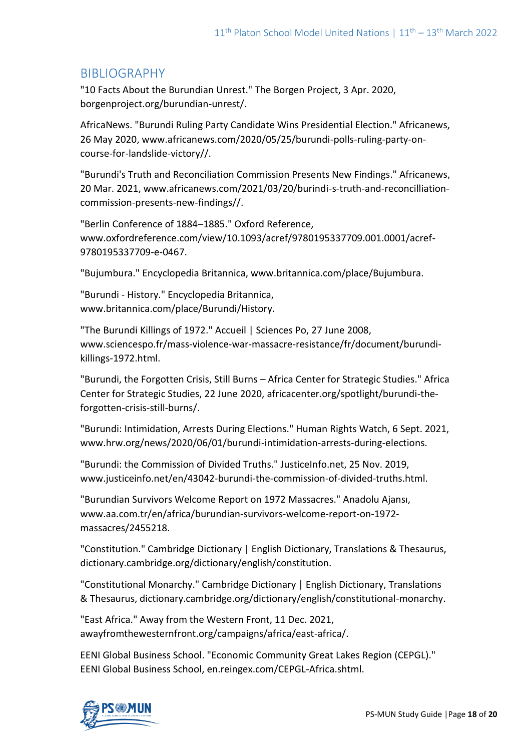## BIBLIOGRAPHY

"10 Facts About the Burundian Unrest." The Borgen Project, 3 Apr. 2020, borgenproject.org/burundian-unrest/.

AfricaNews. "Burundi Ruling Party Candidate Wins Presidential Election." Africanews, 26 May 2020, www.africanews.com/2020/05/25/burundi-polls-ruling-party-on-course-for-landslide-victory//.

"Burundi's Truth and Reconciliation Commission Presents New Findings." Africanews, 20 Mar. 2021, www.africanews.com/2021/03/20/burindi-s-truth-and-reconcilliation-commission-presents-new-findings//.

"Berlin Conference of 1884–1885." Oxford Reference, www.oxfordreference.com/view/10.1093/acref/9780195337709.001.0001/acref-9780195337709-e-0467.

"Bujumbura." Encyclopedia Britannica, www.britannica.com/place/Bujumbura.

"Burundi - History." Encyclopedia Britannica, www.britannica.com/place/Burundi/History.

"The Burundi Killings of 1972." Accueil | Sciences Po, 27 June 2008, www.sciencespo.fr/mass-violence-war-massacre-resistance/fr/document/burundi-killings-1972.html.

"Burundi, the Forgotten Crisis, Still Burns – Africa Center for Strategic Studies." Africa Center for Strategic Studies, 22 June 2020, africacenter.org/spotlight/burundi-the-forgotten-crisis-still-burns/.

"Burundi: Intimidation, Arrests During Elections." Human Rights Watch, 6 Sept. 2021, www.hrw.org/news/2020/06/01/burundi-intimidation-arrests-during-elections.

"Burundi: the Commission of Divided Truths." JusticeInfo.net, 25 Nov. 2019, www.justiceinfo.net/en/43042-burundi-the-commission-of-divided-truths.html.

"Burundian Survivors Welcome Report on 1972 Massacres." Anadolu Ajansı, www.aa.com.tr/en/africa/burundian-survivors-welcome-report-on-1972-massacres/2455218.

"Constitution." Cambridge Dictionary | English Dictionary, Translations & Thesaurus, dictionary.cambridge.org/dictionary/english/constitution.

"Constitutional Monarchy." Cambridge Dictionary | English Dictionary, Translations & Thesaurus, dictionary.cambridge.org/dictionary/english/constitutional-monarchy.

"East Africa." Away from the Western Front, 11 Dec. 2021, awayfromthewesternfront.org/campaigns/africa/east-africa/.

EENI Global Business School. "Economic Community Great Lakes Region (CEPGL)." EENI Global Business School, en.reingex.com/CEPGL-Africa.shtml.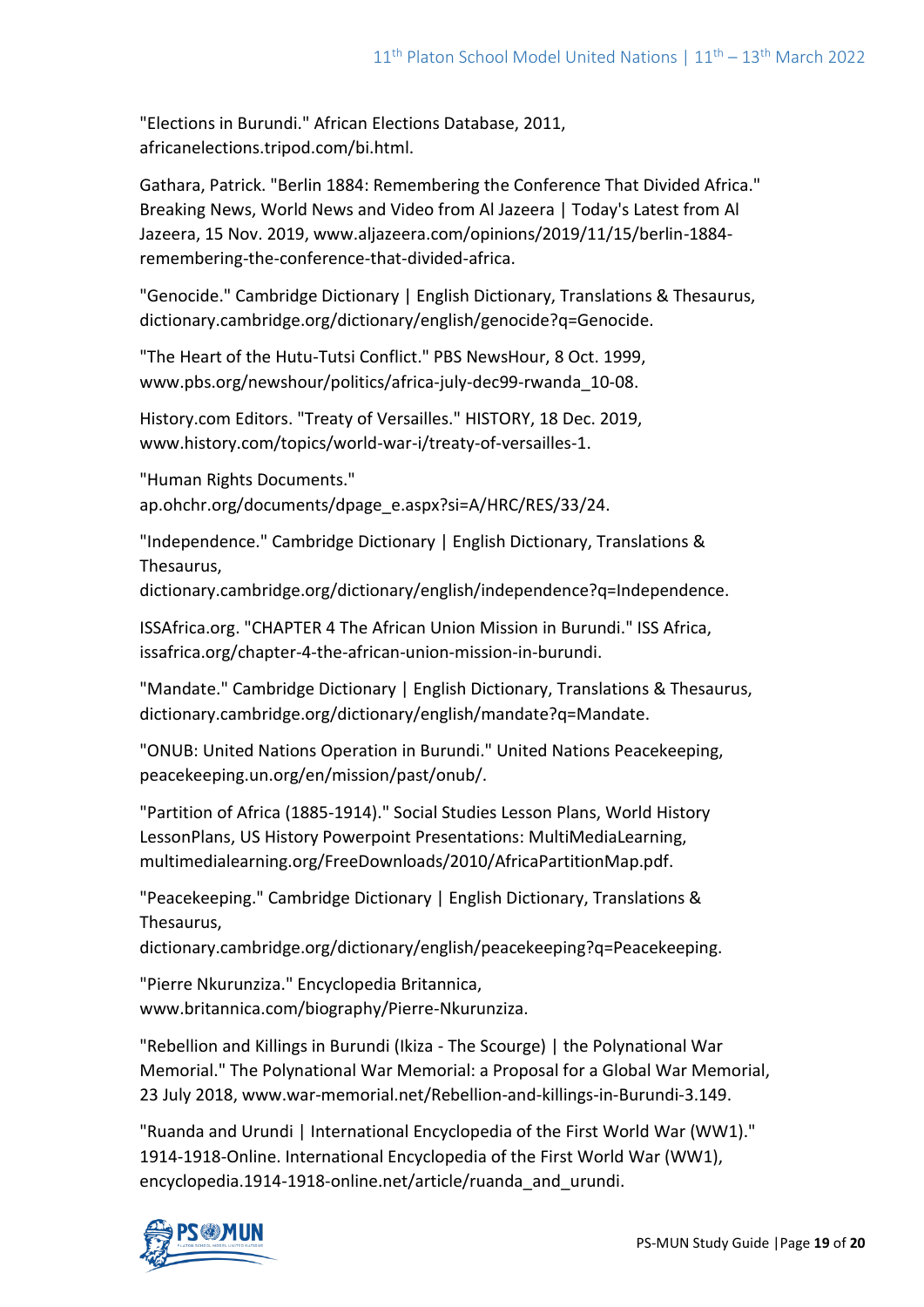"Elections in Burundi." African Elections Database, 2011, africanelections.tripod.com/bi.html.

Gathara, Patrick. "Berlin 1884: Remembering the Conference That Divided Africa." Breaking News, World News and Video from Al Jazeera | Today's Latest from Al Jazeera, 15 Nov. 2019, www.aljazeera.com/opinions/2019/11/15/berlin-1884-remembering-the-conference-that-divided-africa.

"Genocide." Cambridge Dictionary | English Dictionary, Translations & Thesaurus, dictionary.cambridge.org/dictionary/english/genocide?q=Genocide.

"The Heart of the Hutu-Tutsi Conflict." PBS NewsHour, 8 Oct. 1999, www.pbs.org/newshour/politics/africa-july-dec99-rwanda_10-08.

History.com Editors. "Treaty of Versailles." HISTORY, 18 Dec. 2019, www.history.com/topics/world-war-i/treaty-of-versailles-1.

"Human Rights Documents." ap.ohchr.org/documents/dpage_e.aspx?si=A/HRC/RES/33/24.

"Independence." Cambridge Dictionary | English Dictionary, Translations & Thesaurus, dictionary.cambridge.org/dictionary/english/independence?q=Independence.

ISSAfrica.org. "CHAPTER 4 The African Union Mission in Burundi." ISS Africa, issafrica.org/chapter-4-the-african-union-mission-in-burundi.

"Mandate." Cambridge Dictionary | English Dictionary, Translations & Thesaurus, dictionary.cambridge.org/dictionary/english/mandate?q=Mandate.

"ONUB: United Nations Operation in Burundi." United Nations Peacekeeping, peacekeeping.un.org/en/mission/past/onub/.

"Partition of Africa (1885-1914)." Social Studies Lesson Plans, World History LessonPlans, US History Powerpoint Presentations: MultiMediaLearning, multimedialearning.org/FreeDownloads/2010/AfricaPartitionMap.pdf.

"Peacekeeping." Cambridge Dictionary | English Dictionary, Translations & Thesaurus, dictionary.cambridge.org/dictionary/english/peacekeeping?q=Peacekeeping.

"Pierre Nkurunziza." Encyclopedia Britannica, www.britannica.com/biography/Pierre-Nkurunziza.

"Rebellion and Killings in Burundi (Ikiza - The Scourge) | the Polynational War Memorial." The Polynational War Memorial: a Proposal for a Global War Memorial, 23 July 2018, www.war-memorial.net/Rebellion-and-killings-in-Burundi-3.149.

"Ruanda and Urundi | International Encyclopedia of the First World War (WW1)." 1914-1918-Online. International Encyclopedia of the First World War (WW1), encyclopedia.1914-1918-online.net/article/ruanda_and_urundi.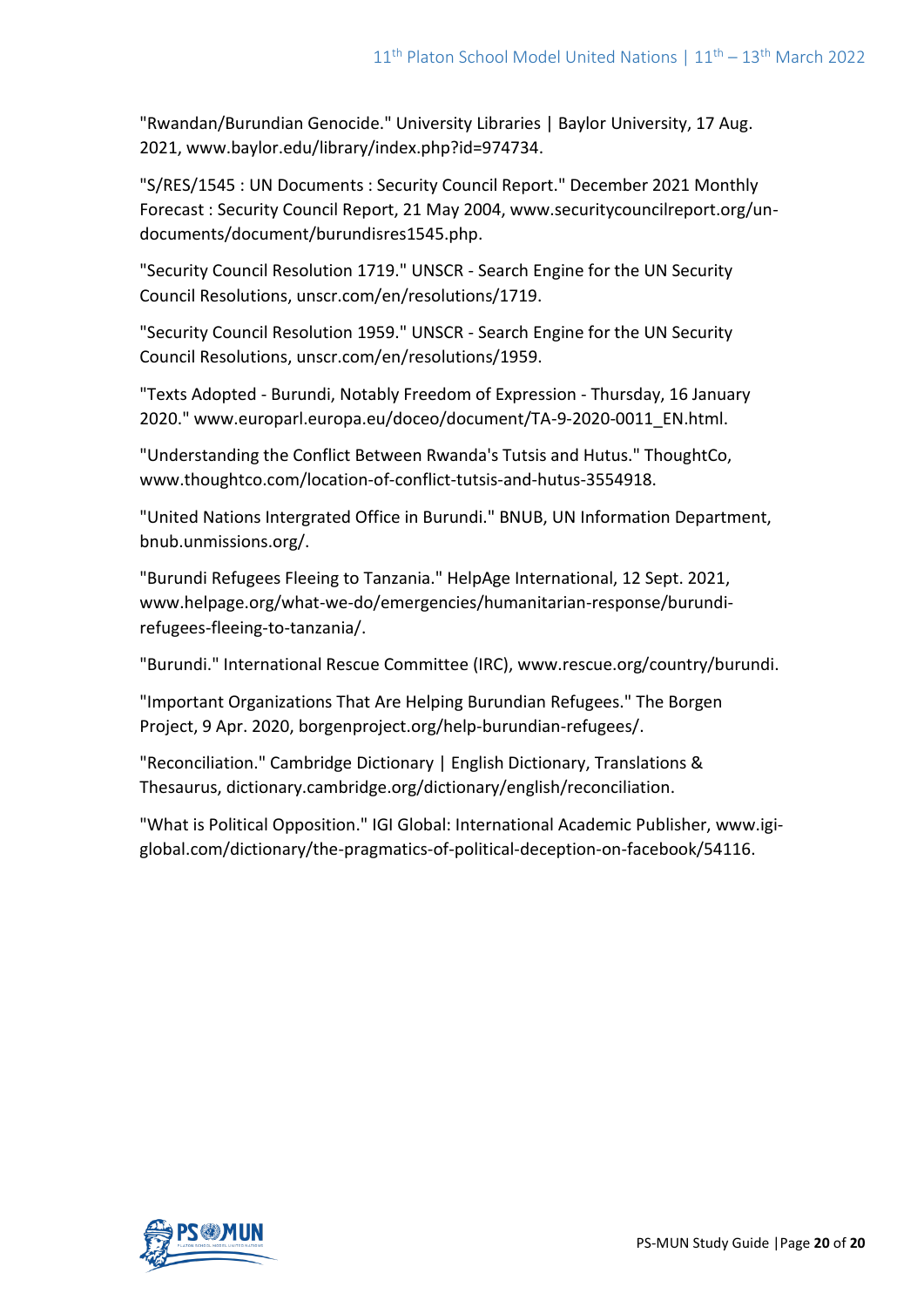"Rwandan/Burundian Genocide." University Libraries | Baylor University, 17 Aug. 2021, www.baylor.edu/library/index.php?id=974734.

"S/RES/1545 : UN Documents : Security Council Report." December 2021 Monthly Forecast : Security Council Report, 21 May 2004, www.securitycouncilreport.org/un-documents/document/burundisres1545.php.

"Security Council Resolution 1719." UNSCR - Search Engine for the UN Security Council Resolutions, unscr.com/en/resolutions/1719.

"Security Council Resolution 1959." UNSCR - Search Engine for the UN Security Council Resolutions, unscr.com/en/resolutions/1959.

"Texts Adopted - Burundi, Notably Freedom of Expression - Thursday, 16 January 2020." www.europarl.europa.eu/doceo/document/TA-9-2020-0011_EN.html.

"Understanding the Conflict Between Rwanda's Tutsis and Hutus." ThoughtCo, www.thoughtco.com/location-of-conflict-tutsis-and-hutus-3554918.

"United Nations Intergrated Office in Burundi." BNUB, UN Information Department, bnub.unmissions.org/.

"Burundi Refugees Fleeing to Tanzania." HelpAge International, 12 Sept. 2021, www.helpage.org/what-we-do/emergencies/humanitarian-response/burundi-refugees-fleeing-to-tanzania/.

"Burundi." International Rescue Committee (IRC), www.rescue.org/country/burundi.

"Important Organizations That Are Helping Burundian Refugees." The Borgen Project, 9 Apr. 2020, borgenproject.org/help-burundian-refugees/.

"Reconciliation." Cambridge Dictionary | English Dictionary, Translations & Thesaurus, dictionary.cambridge.org/dictionary/english/reconciliation.

"What is Political Opposition." IGI Global: International Academic Publisher, www.igi-global.com/dictionary/the-pragmatics-of-political-deception-on-facebook/54116.